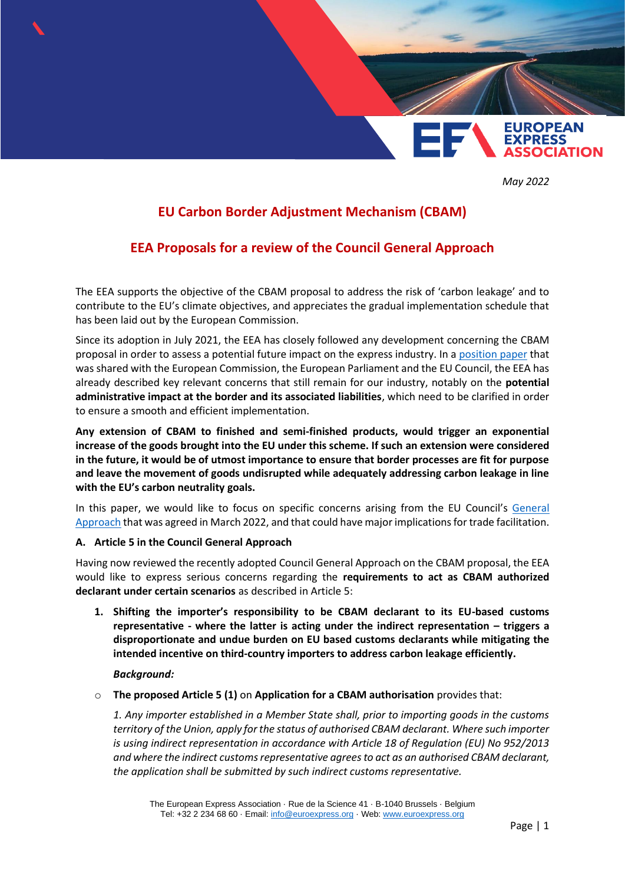May 2022

# EU Carbon Border Adjustment Mechanism (CBAM)

## EEA Proposals for a review of the Council General Approach

The EEA supports the objective of the CBAM proposal to address the risk of 'carbon leakage' and to contribute to the EU's climate objectives, and appreciates the gradual implementation schedule that has been laid out by the European Commission.

Since its adoption in July 2021, the EEA has closely followed any development concerning the CBAM proposal in order to assess a potential future impact on the express industry. In a position paper that was shared with the European Commission, the European Parliament and the EU Council, the EEA has already described key relevant concerns that still remain for our industry, notably on the **potential administrative impact at the border and its associated liabilities**, which need to be clarified in order to ensure a smooth and efficient implementation.

**Any extension of CBAM to finished and semi-finished products, would trigger an exponential increase of the goods brought into the EU under this scheme. If such an extension were considered in the future, it would be of utmost importance to ensure that border processes are fit for purpose and leave the movement of goods undisrupted while adequately addressing carbon leakage in line with the EU's carbon neutrality goals.**

In this paper, we would like to focus on specific concerns arising from the EU Council's General Approach that was agreed in March 2022, and that could have major implications for trade facilitation.

### A. Article 5 in the Council General Approach

Having now reviewed the recently adopted Council General Approach on the CBAM proposal, the EEA would like to express serious concerns regarding the **requirements to act as CBAM authorized declarant under certain scenarios** as described in Article 5:

1. **Shifting the importer's responsibility to be CBAM declarant to its EU-based customs representative - where the latter is acting under the indirect representation – triggers a disproportionate and undue burden on EU based customs declarants while mitigating the intended incentive on third-country importers to address carbon leakage efficiently.**

   ***Background:***

- **The proposed Article 5 (1)** on **Application for a CBAM authorisation** provides that:

  *1. Any importer established in a Member State shall, prior to importing goods in the customs territory of the Union, apply for the status of authorised CBAM declarant. Where such importer is using indirect representation in accordance with Article 18 of Regulation (EU) No 952/2013 and where the indirect customs representative agrees to act as an authorised CBAM declarant, the application shall be submitted by such indirect customs representative.*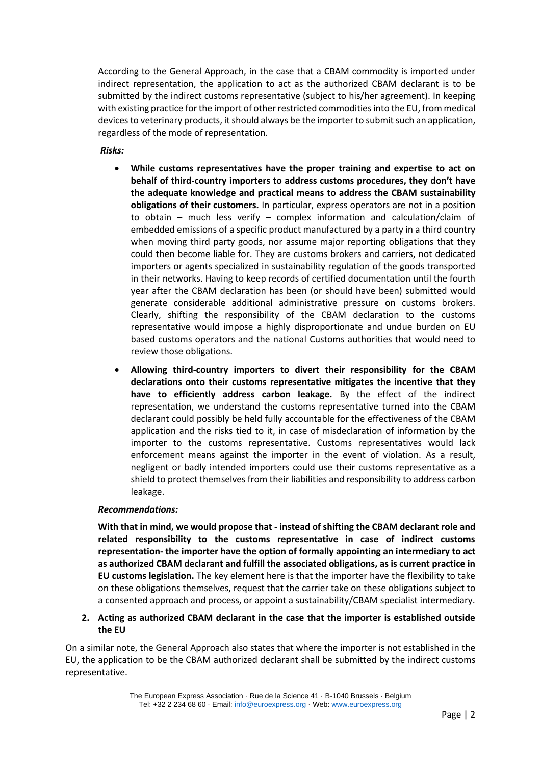According to the General Approach, in the case that a CBAM commodity is imported under indirect representation, the application to act as the authorized CBAM declarant is to be submitted by the indirect customs representative (subject to his/her agreement). In keeping with existing practice for the import of other restricted commodities into the EU, from medical devices to veterinary products, it should always be the importer to submit such an application, regardless of the mode of representation.

***Risks:***

- **While customs representatives have the proper training and expertise to act on behalf of third-country importers to address customs procedures, they don't have the adequate knowledge and practical means to address the CBAM sustainability obligations of their customers.** In particular, express operators are not in a position to obtain – much less verify – complex information and calculation/claim of embedded emissions of a specific product manufactured by a party in a third country when moving third party goods, nor assume major reporting obligations that they could then become liable for. They are customs brokers and carriers, not dedicated importers or agents specialized in sustainability regulation of the goods transported in their networks. Having to keep records of certified documentation until the fourth year after the CBAM declaration has been (or should have been) submitted would generate considerable additional administrative pressure on customs brokers. Clearly, shifting the responsibility of the CBAM declaration to the customs representative would impose a highly disproportionate and undue burden on EU based customs operators and the national Customs authorities that would need to review those obligations.
- **Allowing third-country importers to divert their responsibility for the CBAM declarations onto their customs representative mitigates the incentive that they have to efficiently address carbon leakage.** By the effect of the indirect representation, we understand the customs representative turned into the CBAM declarant could possibly be held fully accountable for the effectiveness of the CBAM application and the risks tied to it, in case of misdeclaration of information by the importer to the customs representative. Customs representatives would lack enforcement means against the importer in the event of violation. As a result, negligent or badly intended importers could use their customs representative as a shield to protect themselves from their liabilities and responsibility to address carbon leakage.

***Recommendations:***

**With that in mind, we would propose that - instead of shifting the CBAM declarant role and related responsibility to the customs representative in case of indirect customs representation- the importer have the option of formally appointing an intermediary to act as authorized CBAM declarant and fulfill the associated obligations, as is current practice in EU customs legislation.** The key element here is that the importer have the flexibility to take on these obligations themselves, request that the carrier take on these obligations subject to a consented approach and process, or appoint a sustainability/CBAM specialist intermediary.

2. **Acting as authorized CBAM declarant in the case that the importer is established outside the EU**

On a similar note, the General Approach also states that where the importer is not established in the EU, the application to be the CBAM authorized declarant shall be submitted by the indirect customs representative.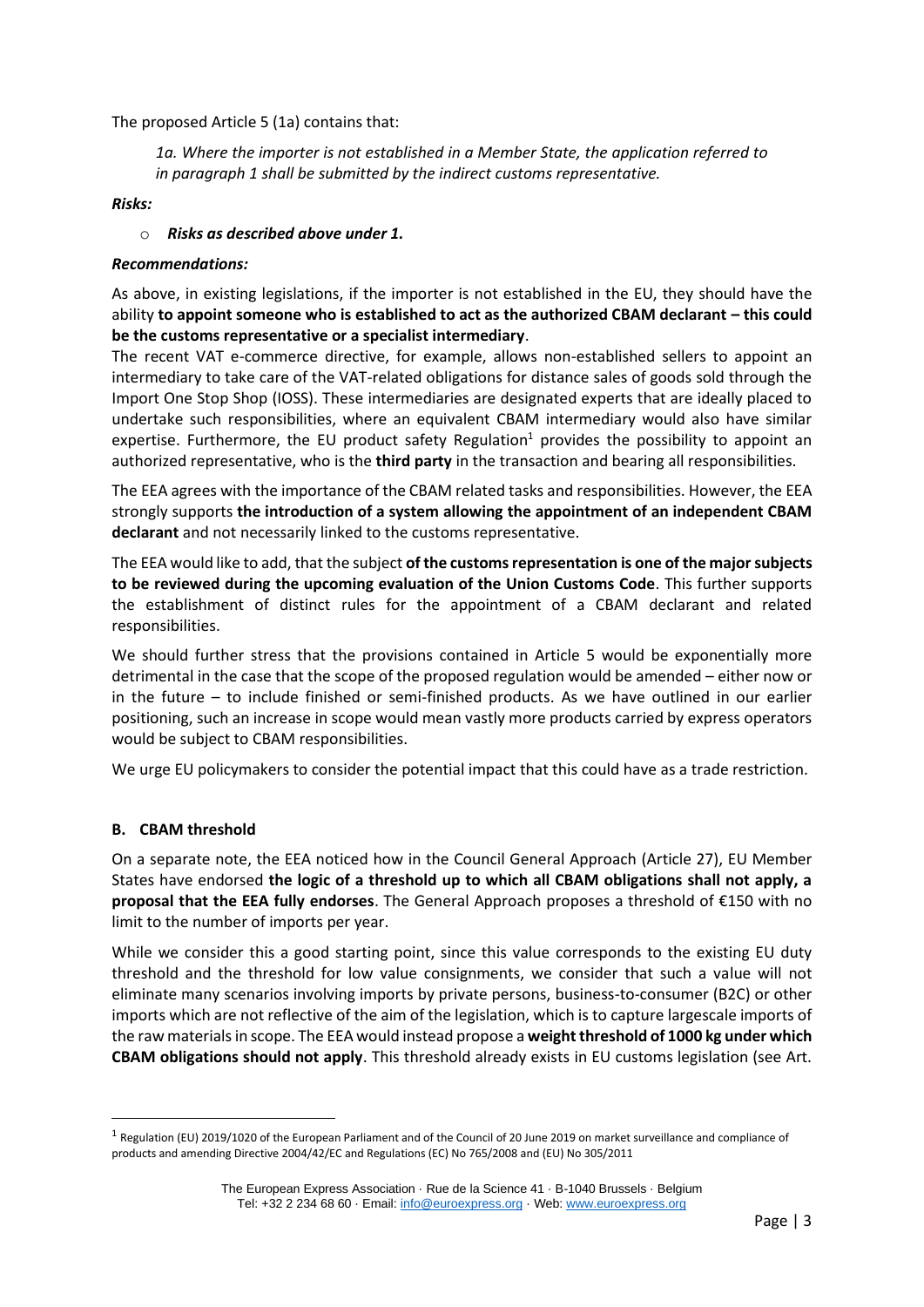The proposed Article 5 (1a) contains that:

> *1a. Where the importer is not established in a Member State, the application referred to in paragraph 1 shall be submitted by the indirect customs representative.*

***Risks:***

- ***Risks as described above under 1.***

***Recommendations:***

As above, in existing legislations, if the importer is not established in the EU, they should have the ability **to appoint someone who is established to act as the authorized CBAM declarant – this could be the customs representative or a specialist intermediary**.

The recent VAT e-commerce directive, for example, allows non-established sellers to appoint an intermediary to take care of the VAT-related obligations for distance sales of goods sold through the Import One Stop Shop (IOSS). These intermediaries are designated experts that are ideally placed to undertake such responsibilities, where an equivalent CBAM intermediary would also have similar expertise. Furthermore, the EU product safety Regulation[1] provides the possibility to appoint an authorized representative, who is the **third party** in the transaction and bearing all responsibilities.

The EEA agrees with the importance of the CBAM related tasks and responsibilities. However, the EEA strongly supports **the introduction of a system allowing the appointment of an independent CBAM declarant** and not necessarily linked to the customs representative.

The EEA would like to add, that the subject **of the customs representation is one of the major subjects to be reviewed during the upcoming evaluation of the Union Customs Code**. This further supports the establishment of distinct rules for the appointment of a CBAM declarant and related responsibilities.

We should further stress that the provisions contained in Article 5 would be exponentially more detrimental in the case that the scope of the proposed regulation would be amended – either now or in the future – to include finished or semi-finished products. As we have outlined in our earlier positioning, such an increase in scope would mean vastly more products carried by express operators would be subject to CBAM responsibilities.

We urge EU policymakers to consider the potential impact that this could have as a trade restriction.

### B. CBAM threshold

On a separate note, the EEA noticed how in the Council General Approach (Article 27), EU Member States have endorsed **the logic of a threshold up to which all CBAM obligations shall not apply, a proposal that the EEA fully endorses**. The General Approach proposes a threshold of €150 with no limit to the number of imports per year.

While we consider this a good starting point, since this value corresponds to the existing EU duty threshold and the threshold for low value consignments, we consider that such a value will not eliminate many scenarios involving imports by private persons, business-to-consumer (B2C) or other imports which are not reflective of the aim of the legislation, which is to capture largescale imports of the raw materials in scope. The EEA would instead propose a **weight threshold of 1000 kg under which CBAM obligations should not apply**. This threshold already exists in EU customs legislation (see Art.

[1] Regulation (EU) 2019/1020 of the European Parliament and of the Council of 20 June 2019 on market surveillance and compliance of products and amending Directive 2004/42/EC and Regulations (EC) No 765/2008 and (EU) No 305/2011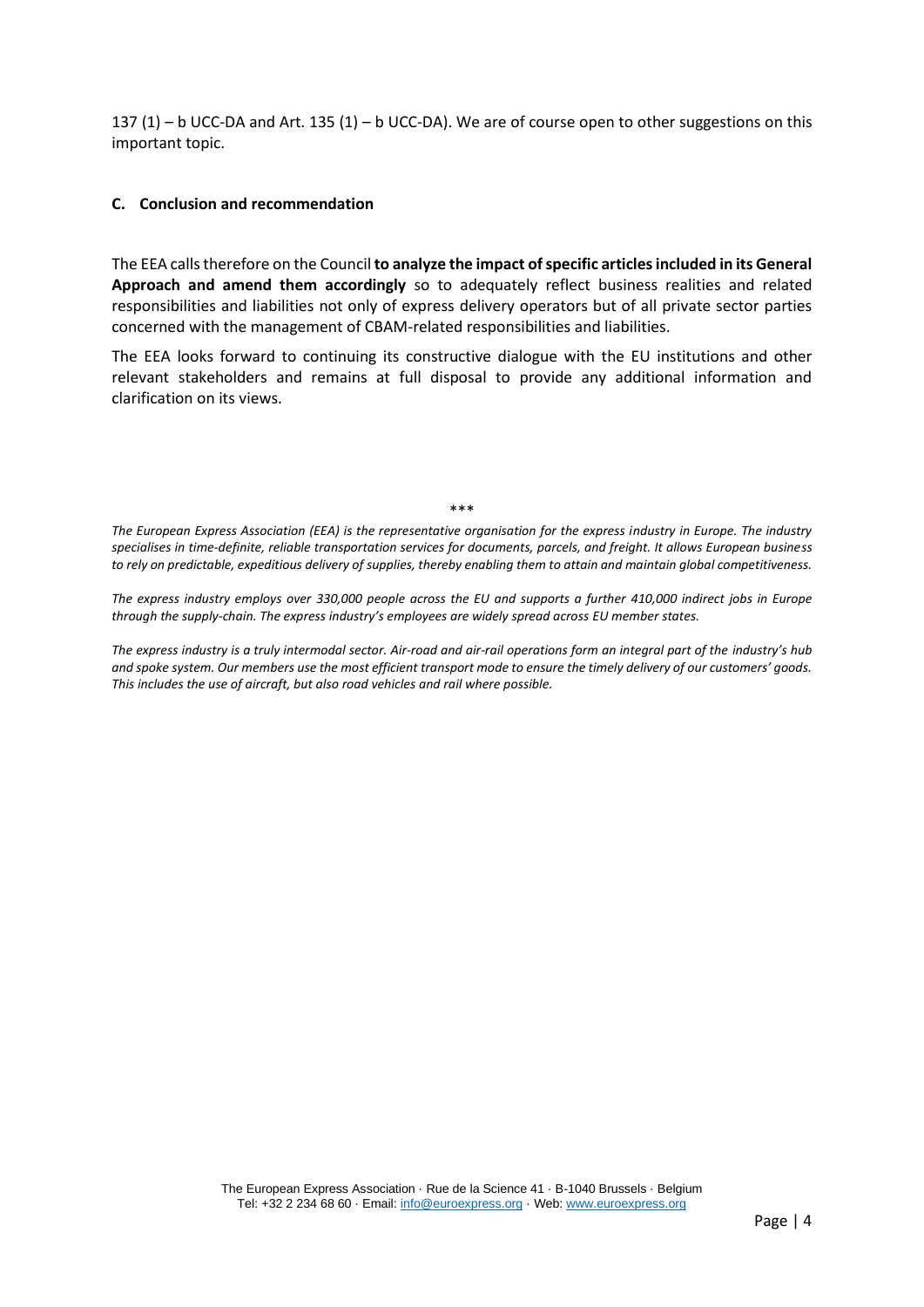137 (1) – b UCC-DA and Art. 135 (1) – b UCC-DA). We are of course open to other suggestions on this important topic.

### C. Conclusion and recommendation

The EEA calls therefore on the Council **to analyze the impact of specific articles included in its General Approach and amend them accordingly** so to adequately reflect business realities and related responsibilities and liabilities not only of express delivery operators but of all private sector parties concerned with the management of CBAM-related responsibilities and liabilities.

The EEA looks forward to continuing its constructive dialogue with the EU institutions and other relevant stakeholders and remains at full disposal to provide any additional information and clarification on its views.

\*\*\*

*The European Express Association (EEA) is the representative organisation for the express industry in Europe. The industry specialises in time-definite, reliable transportation services for documents, parcels, and freight. It allows European business to rely on predictable, expeditious delivery of supplies, thereby enabling them to attain and maintain global competitiveness.*

*The express industry employs over 330,000 people across the EU and supports a further 410,000 indirect jobs in Europe through the supply-chain. The express industry's employees are widely spread across EU member states.*

*The express industry is a truly intermodal sector. Air-road and air-rail operations form an integral part of the industry's hub and spoke system. Our members use the most efficient transport mode to ensure the timely delivery of our customers' goods. This includes the use of aircraft, but also road vehicles and rail where possible.*

The European Express Association · Rue de la Science 41 · B-1040 Brussels · Belgium
Tel: +32 2 234 68 60 · Email: info@euroexpress.org · Web: www.euroexpress.org